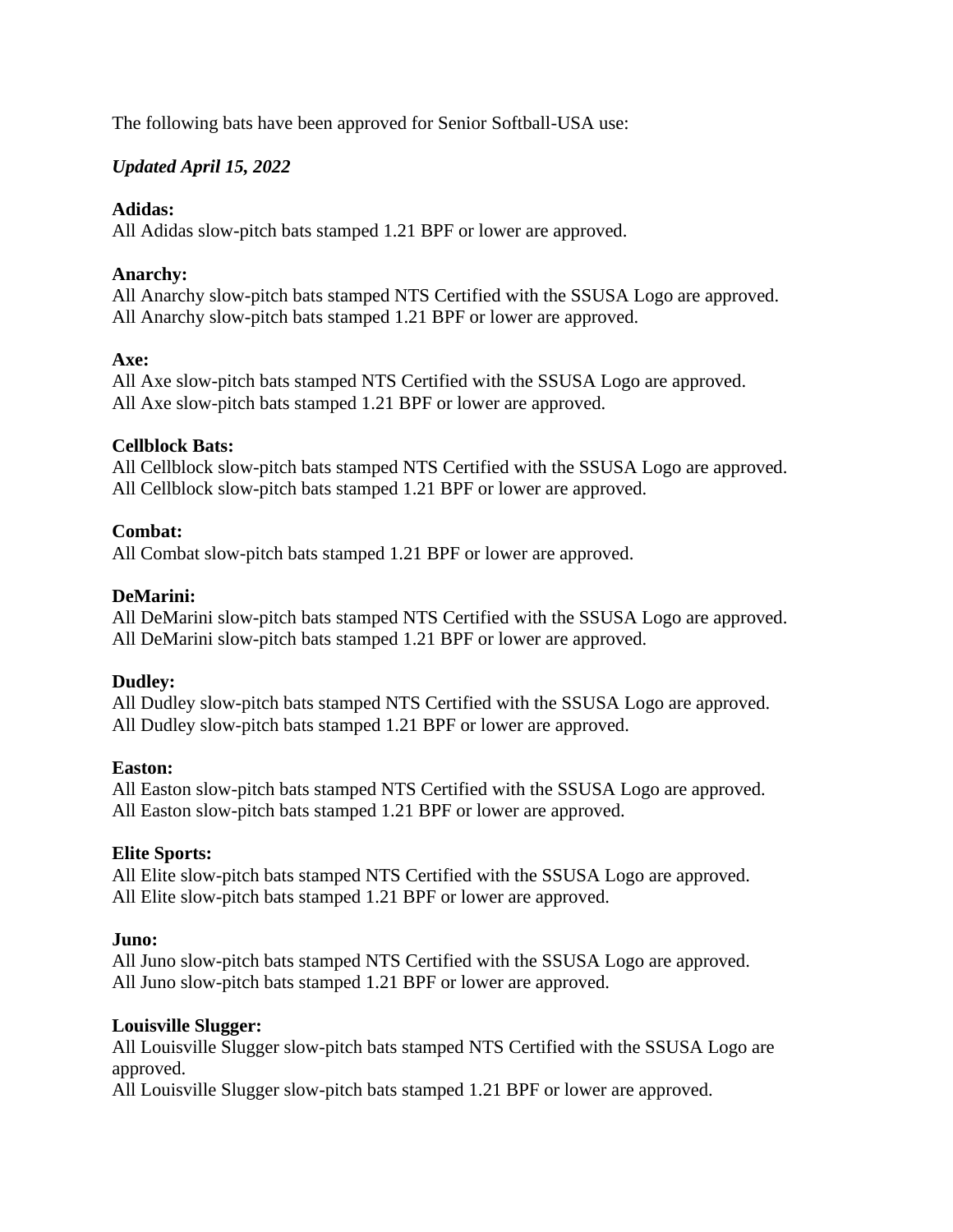The following bats have been approved for Senior Softball-USA use:

***Updated April 15, 2022***

**Adidas:**
All Adidas slow-pitch bats stamped 1.21 BPF or lower are approved.

**Anarchy:**
All Anarchy slow-pitch bats stamped NTS Certified with the SSUSA Logo are approved.
All Anarchy slow-pitch bats stamped 1.21 BPF or lower are approved.

**Axe:**
All Axe slow-pitch bats stamped NTS Certified with the SSUSA Logo are approved.
All Axe slow-pitch bats stamped 1.21 BPF or lower are approved.

**Cellblock Bats:**
All Cellblock slow-pitch bats stamped NTS Certified with the SSUSA Logo are approved.
All Cellblock slow-pitch bats stamped 1.21 BPF or lower are approved.

**Combat:**
All Combat slow-pitch bats stamped 1.21 BPF or lower are approved.

**DeMarini:**
All DeMarini slow-pitch bats stamped NTS Certified with the SSUSA Logo are approved.
All DeMarini slow-pitch bats stamped 1.21 BPF or lower are approved.

**Dudley:**
All Dudley slow-pitch bats stamped NTS Certified with the SSUSA Logo are approved.
All Dudley slow-pitch bats stamped 1.21 BPF or lower are approved.

**Easton:**
All Easton slow-pitch bats stamped NTS Certified with the SSUSA Logo are approved.
All Easton slow-pitch bats stamped 1.21 BPF or lower are approved.

**Elite Sports:**
All Elite slow-pitch bats stamped NTS Certified with the SSUSA Logo are approved.
All Elite slow-pitch bats stamped 1.21 BPF or lower are approved.

**Juno:**
All Juno slow-pitch bats stamped NTS Certified with the SSUSA Logo are approved.
All Juno slow-pitch bats stamped 1.21 BPF or lower are approved.

**Louisville Slugger:**
All Louisville Slugger slow-pitch bats stamped NTS Certified with the SSUSA Logo are approved.
All Louisville Slugger slow-pitch bats stamped 1.21 BPF or lower are approved.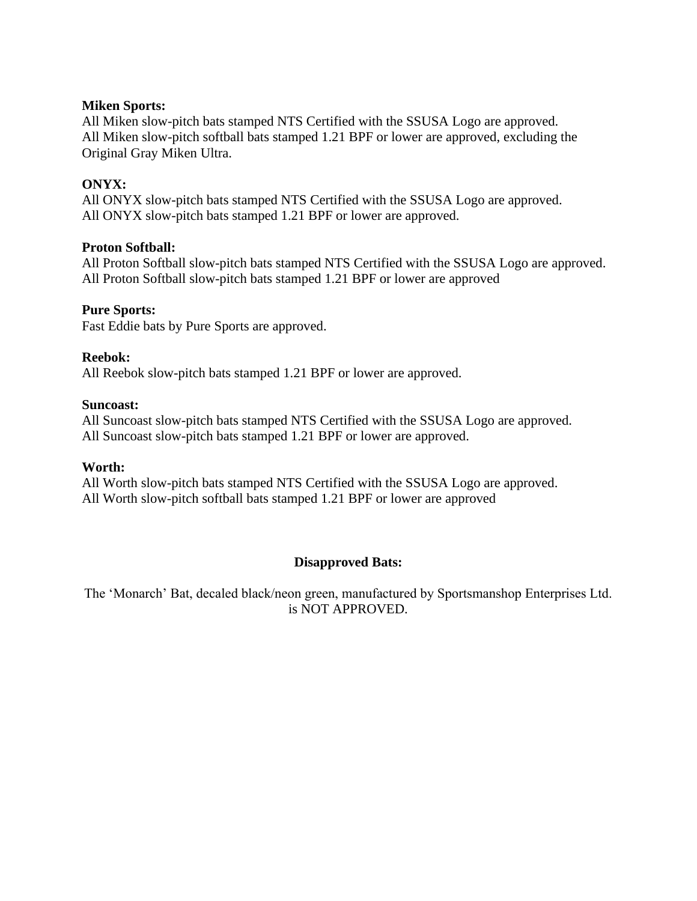**Miken Sports:**
All Miken slow-pitch bats stamped NTS Certified with the SSUSA Logo are approved.
All Miken slow-pitch softball bats stamped 1.21 BPF or lower are approved, excluding the Original Gray Miken Ultra.

**ONYX:**
All ONYX slow-pitch bats stamped NTS Certified with the SSUSA Logo are approved.
All ONYX slow-pitch bats stamped 1.21 BPF or lower are approved.

**Proton Softball:**
All Proton Softball slow-pitch bats stamped NTS Certified with the SSUSA Logo are approved.
All Proton Softball slow-pitch bats stamped 1.21 BPF or lower are approved

**Pure Sports:**
Fast Eddie bats by Pure Sports are approved.

**Reebok:**
All Reebok slow-pitch bats stamped 1.21 BPF or lower are approved.

**Suncoast:**
All Suncoast slow-pitch bats stamped NTS Certified with the SSUSA Logo are approved.
All Suncoast slow-pitch bats stamped 1.21 BPF or lower are approved.

**Worth:**
All Worth slow-pitch bats stamped NTS Certified with the SSUSA Logo are approved.
All Worth slow-pitch softball bats stamped 1.21 BPF or lower are approved

## Disapproved Bats:

The 'Monarch' Bat, decaled black/neon green, manufactured by Sportsmanshop Enterprises Ltd. is NOT APPROVED.